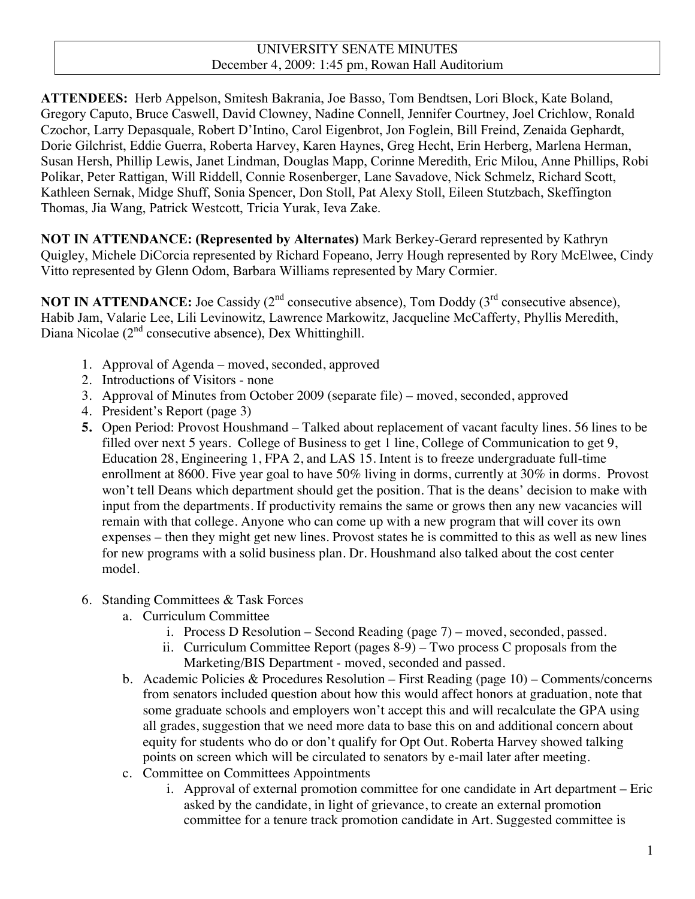UNIVERSITY SENATE MINUTES
December 4, 2009: 1:45 pm, Rowan Hall Auditorium

**ATTENDEES:** Herb Appelson, Smitesh Bakrania, Joe Basso, Tom Bendtsen, Lori Block, Kate Boland, Gregory Caputo, Bruce Caswell, David Clowney, Nadine Connell, Jennifer Courtney, Joel Crichlow, Ronald Czochor, Larry Depasquale, Robert D'Intino, Carol Eigenbrot, Jon Foglein, Bill Freind, Zenaida Gephardt, Dorie Gilchrist, Eddie Guerra, Roberta Harvey, Karen Haynes, Greg Hecht, Erin Herberg, Marlena Herman, Susan Hersh, Phillip Lewis, Janet Lindman, Douglas Mapp, Corinne Meredith, Eric Milou, Anne Phillips, Robi Polikar, Peter Rattigan, Will Riddell, Connie Rosenberger, Lane Savadove, Nick Schmelz, Richard Scott, Kathleen Sernak, Midge Shuff, Sonia Spencer, Don Stoll, Pat Alexy Stoll, Eileen Stutzbach, Skeffington Thomas, Jia Wang, Patrick Westcott, Tricia Yurak, Ieva Zake.

**NOT IN ATTENDANCE: (Represented by Alternates)** Mark Berkey-Gerard represented by Kathryn Quigley, Michele DiCorcia represented by Richard Fopeano, Jerry Hough represented by Rory McElwee, Cindy Vitto represented by Glenn Odom, Barbara Williams represented by Mary Cormier.

**NOT IN ATTENDANCE:** Joe Cassidy (2nd consecutive absence), Tom Doddy (3rd consecutive absence), Habib Jam, Valarie Lee, Lili Levinowitz, Lawrence Markowitz, Jacqueline McCafferty, Phyllis Meredith, Diana Nicolae (2nd consecutive absence), Dex Whittinghill.

1. Approval of Agenda – moved, seconded, approved
2. Introductions of Visitors - none
3. Approval of Minutes from October 2009 (separate file) – moved, seconded, approved
4. President's Report (page 3)
5. Open Period: Provost Houshmand – Talked about replacement of vacant faculty lines. 56 lines to be filled over next 5 years. College of Business to get 1 line, College of Communication to get 9, Education 28, Engineering 1, FPA 2, and LAS 15. Intent is to freeze undergraduate full-time enrollment at 8600. Five year goal to have 50% living in dorms, currently at 30% in dorms. Provost won't tell Deans which department should get the position. That is the deans' decision to make with input from the departments. If productivity remains the same or grows then any new vacancies will remain with that college. Anyone who can come up with a new program that will cover its own expenses – then they might get new lines. Provost states he is committed to this as well as new lines for new programs with a solid business plan. Dr. Houshmand also talked about the cost center model.
6. Standing Committees & Task Forces
   a. Curriculum Committee
      i. Process D Resolution – Second Reading (page 7) – moved, seconded, passed.
      ii. Curriculum Committee Report (pages 8-9) – Two process C proposals from the Marketing/BIS Department - moved, seconded and passed.
   b. Academic Policies & Procedures Resolution – First Reading (page 10) – Comments/concerns from senators included question about how this would affect honors at graduation, note that some graduate schools and employers won't accept this and will recalculate the GPA using all grades, suggestion that we need more data to base this on and additional concern about equity for students who do or don't qualify for Opt Out. Roberta Harvey showed talking points on screen which will be circulated to senators by e-mail later after meeting.
   c. Committee on Committees Appointments
      i. Approval of external promotion committee for one candidate in Art department – Eric asked by the candidate, in light of grievance, to create an external promotion committee for a tenure track promotion candidate in Art. Suggested committee is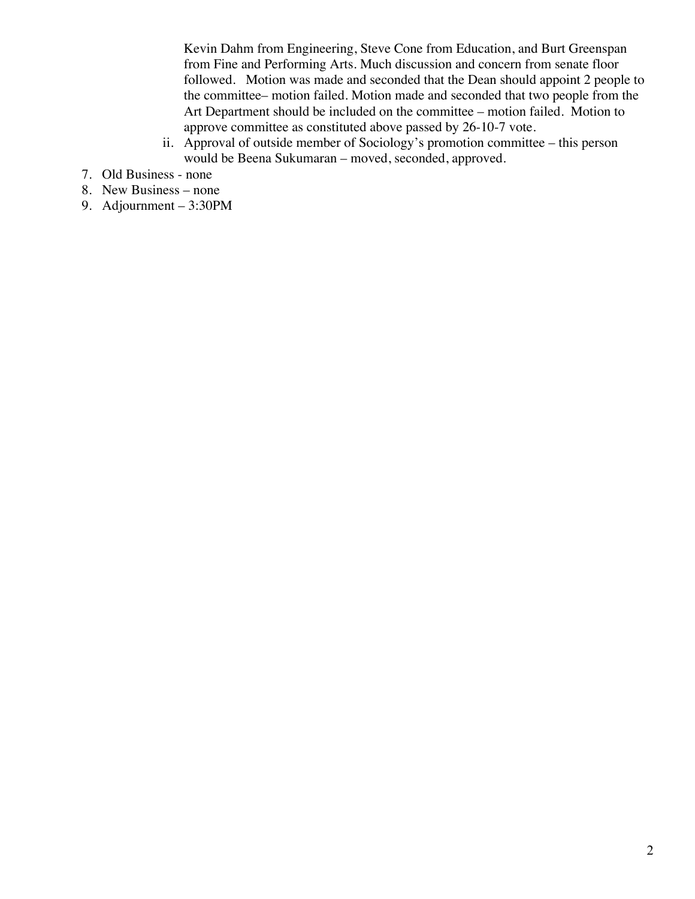Kevin Dahm from Engineering, Steve Cone from Education, and Burt Greenspan from Fine and Performing Arts. Much discussion and concern from senate floor followed. Motion was made and seconded that the Dean should appoint 2 people to the committee– motion failed. Motion made and seconded that two people from the Art Department should be included on the committee – motion failed. Motion to approve committee as constituted above passed by 26-10-7 vote.

   ii. Approval of outside member of Sociology's promotion committee – this person would be Beena Sukumaran – moved, seconded, approved.

7. Old Business - none
8. New Business – none
9. Adjournment – 3:30PM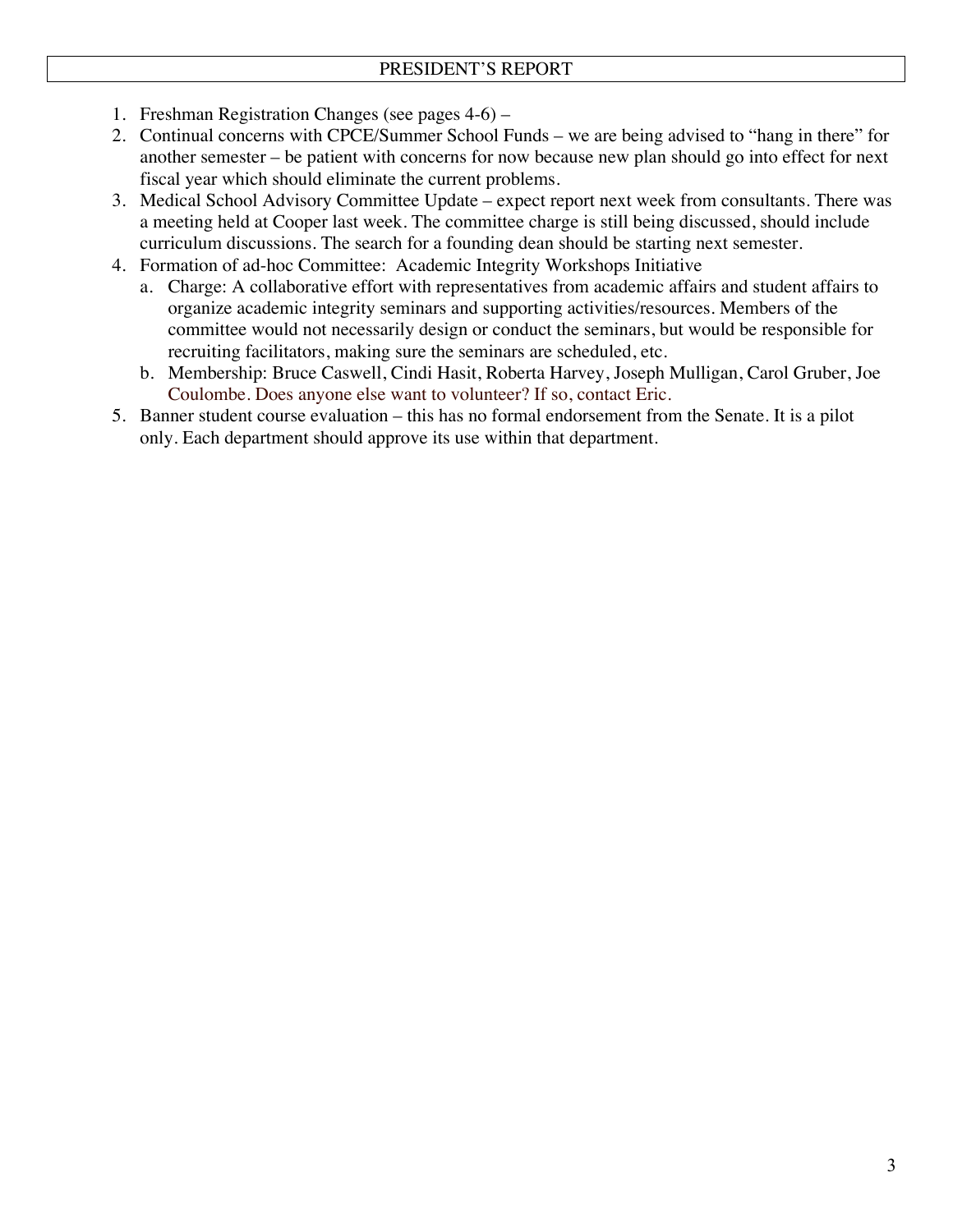## PRESIDENT'S REPORT

1. Freshman Registration Changes (see pages 4-6) –
2. Continual concerns with CPCE/Summer School Funds – we are being advised to "hang in there" for another semester – be patient with concerns for now because new plan should go into effect for next fiscal year which should eliminate the current problems.
3. Medical School Advisory Committee Update – expect report next week from consultants. There was a meeting held at Cooper last week. The committee charge is still being discussed, should include curriculum discussions. The search for a founding dean should be starting next semester.
4. Formation of ad-hoc Committee: Academic Integrity Workshops Initiative
   a. Charge: A collaborative effort with representatives from academic affairs and student affairs to organize academic integrity seminars and supporting activities/resources. Members of the committee would not necessarily design or conduct the seminars, but would be responsible for recruiting facilitators, making sure the seminars are scheduled, etc.
   b. Membership: Bruce Caswell, Cindi Hasit, Roberta Harvey, Joseph Mulligan, Carol Gruber, Joe Coulombe. Does anyone else want to volunteer? If so, contact Eric.
5. Banner student course evaluation – this has no formal endorsement from the Senate. It is a pilot only. Each department should approve its use within that department.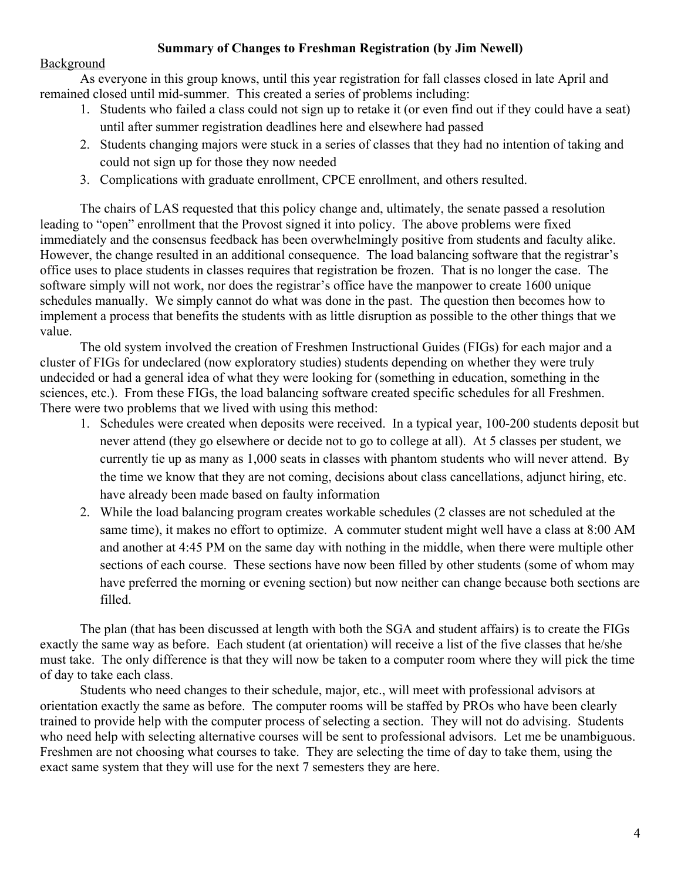## Summary of Changes to Freshman Registration (by Jim Newell)

Background

As everyone in this group knows, until this year registration for fall classes closed in late April and remained closed until mid-summer. This created a series of problems including:

1. Students who failed a class could not sign up to retake it (or even find out if they could have a seat) until after summer registration deadlines here and elsewhere had passed
2. Students changing majors were stuck in a series of classes that they had no intention of taking and could not sign up for those they now needed
3. Complications with graduate enrollment, CPCE enrollment, and others resulted.

The chairs of LAS requested that this policy change and, ultimately, the senate passed a resolution leading to "open" enrollment that the Provost signed it into policy. The above problems were fixed immediately and the consensus feedback has been overwhelmingly positive from students and faculty alike. However, the change resulted in an additional consequence. The load balancing software that the registrar's office uses to place students in classes requires that registration be frozen. That is no longer the case. The software simply will not work, nor does the registrar's office have the manpower to create 1600 unique schedules manually. We simply cannot do what was done in the past. The question then becomes how to implement a process that benefits the students with as little disruption as possible to the other things that we value.

The old system involved the creation of Freshmen Instructional Guides (FIGs) for each major and a cluster of FIGs for undeclared (now exploratory studies) students depending on whether they were truly undecided or had a general idea of what they were looking for (something in education, something in the sciences, etc.). From these FIGs, the load balancing software created specific schedules for all Freshmen. There were two problems that we lived with using this method:

1. Schedules were created when deposits were received. In a typical year, 100-200 students deposit but never attend (they go elsewhere or decide not to go to college at all). At 5 classes per student, we currently tie up as many as 1,000 seats in classes with phantom students who will never attend. By the time we know that they are not coming, decisions about class cancellations, adjunct hiring, etc. have already been made based on faulty information
2. While the load balancing program creates workable schedules (2 classes are not scheduled at the same time), it makes no effort to optimize. A commuter student might well have a class at 8:00 AM and another at 4:45 PM on the same day with nothing in the middle, when there were multiple other sections of each course. These sections have now been filled by other students (some of whom may have preferred the morning or evening section) but now neither can change because both sections are filled.

The plan (that has been discussed at length with both the SGA and student affairs) is to create the FIGs exactly the same way as before. Each student (at orientation) will receive a list of the five classes that he/she must take. The only difference is that they will now be taken to a computer room where they will pick the time of day to take each class.

Students who need changes to their schedule, major, etc., will meet with professional advisors at orientation exactly the same as before. The computer rooms will be staffed by PROs who have been clearly trained to provide help with the computer process of selecting a section. They will not do advising. Students who need help with selecting alternative courses will be sent to professional advisors. Let me be unambiguous. Freshmen are not choosing what courses to take. They are selecting the time of day to take them, using the exact same system that they will use for the next 7 semesters they are here.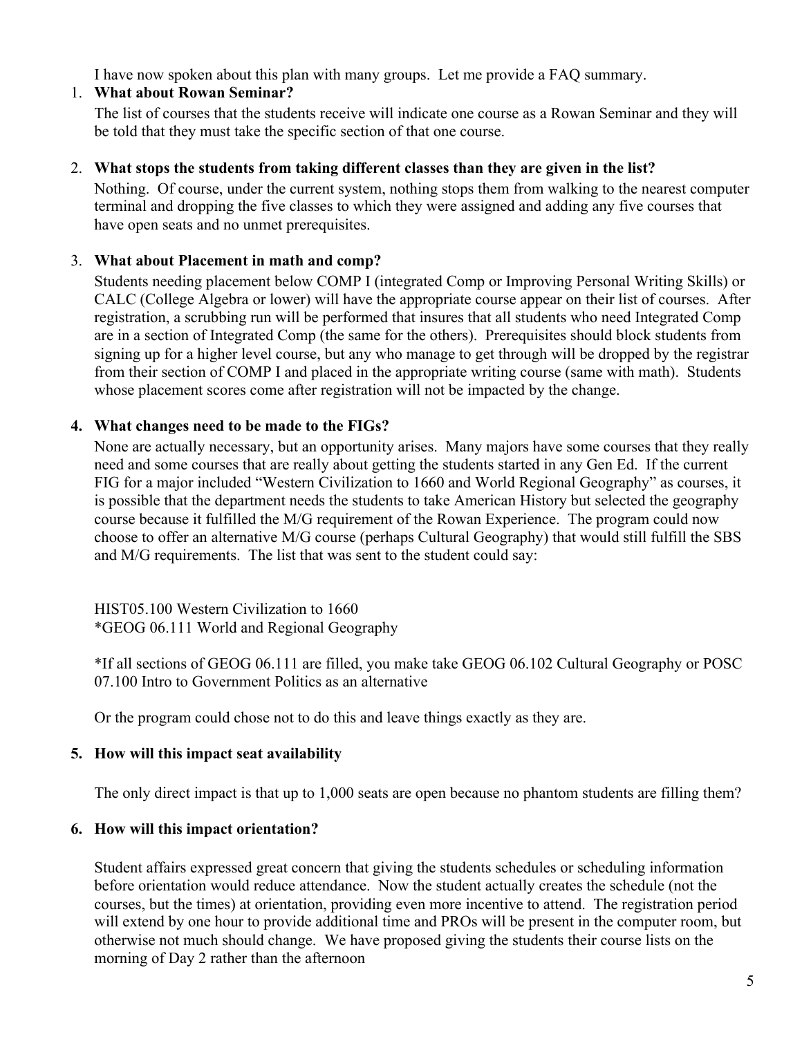I have now spoken about this plan with many groups. Let me provide a FAQ summary.

1. **What about Rowan Seminar?**

   The list of courses that the students receive will indicate one course as a Rowan Seminar and they will be told that they must take the specific section of that one course.

2. **What stops the students from taking different classes than they are given in the list?**

   Nothing. Of course, under the current system, nothing stops them from walking to the nearest computer terminal and dropping the five classes to which they were assigned and adding any five courses that have open seats and no unmet prerequisites.

3. **What about Placement in math and comp?**

   Students needing placement below COMP I (integrated Comp or Improving Personal Writing Skills) or CALC (College Algebra or lower) will have the appropriate course appear on their list of courses. After registration, a scrubbing run will be performed that insures that all students who need Integrated Comp are in a section of Integrated Comp (the same for the others). Prerequisites should block students from signing up for a higher level course, but any who manage to get through will be dropped by the registrar from their section of COMP I and placed in the appropriate writing course (same with math). Students whose placement scores come after registration will not be impacted by the change.

4. **What changes need to be made to the FIGs?**

   None are actually necessary, but an opportunity arises. Many majors have some courses that they really need and some courses that are really about getting the students started in any Gen Ed. If the current FIG for a major included "Western Civilization to 1660 and World Regional Geography" as courses, it is possible that the department needs the students to take American History but selected the geography course because it fulfilled the M/G requirement of the Rowan Experience. The program could now choose to offer an alternative M/G course (perhaps Cultural Geography) that would still fulfill the SBS and M/G requirements. The list that was sent to the student could say:

   HIST05.100 Western Civilization to 1660
   *GEOG 06.111 World and Regional Geography

   *If all sections of GEOG 06.111 are filled, you make take GEOG 06.102 Cultural Geography or POSC 07.100 Intro to Government Politics as an alternative

   Or the program could chose not to do this and leave things exactly as they are.

5. **How will this impact seat availability**

   The only direct impact is that up to 1,000 seats are open because no phantom students are filling them?

6. **How will this impact orientation?**

   Student affairs expressed great concern that giving the students schedules or scheduling information before orientation would reduce attendance. Now the student actually creates the schedule (not the courses, but the times) at orientation, providing even more incentive to attend. The registration period will extend by one hour to provide additional time and PROs will be present in the computer room, but otherwise not much should change. We have proposed giving the students their course lists on the morning of Day 2 rather than the afternoon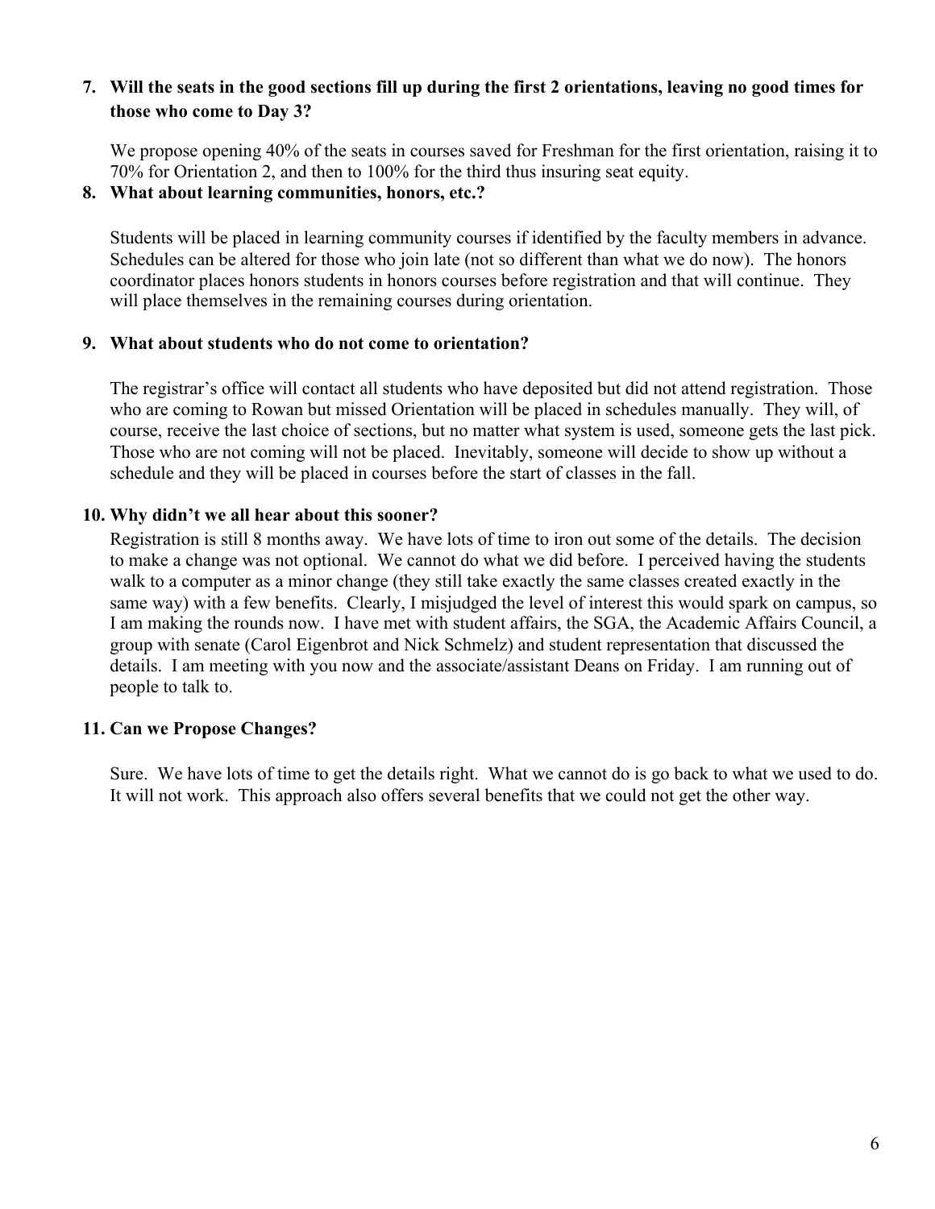**7. Will the seats in the good sections fill up during the first 2 orientations, leaving no good times for those who come to Day 3?**

We propose opening 40% of the seats in courses saved for Freshman for the first orientation, raising it to 70% for Orientation 2, and then to 100% for the third thus insuring seat equity.

**8. What about learning communities, honors, etc.?**

Students will be placed in learning community courses if identified by the faculty members in advance. Schedules can be altered for those who join late (not so different than what we do now). The honors coordinator places honors students in honors courses before registration and that will continue. They will place themselves in the remaining courses during orientation.

**9. What about students who do not come to orientation?**

The registrar's office will contact all students who have deposited but did not attend registration. Those who are coming to Rowan but missed Orientation will be placed in schedules manually. They will, of course, receive the last choice of sections, but no matter what system is used, someone gets the last pick. Those who are not coming will not be placed. Inevitably, someone will decide to show up without a schedule and they will be placed in courses before the start of classes in the fall.

**10. Why didn't we all hear about this sooner?**

Registration is still 8 months away. We have lots of time to iron out some of the details. The decision to make a change was not optional. We cannot do what we did before. I perceived having the students walk to a computer as a minor change (they still take exactly the same classes created exactly in the same way) with a few benefits. Clearly, I misjudged the level of interest this would spark on campus, so I am making the rounds now. I have met with student affairs, the SGA, the Academic Affairs Council, a group with senate (Carol Eigenbrot and Nick Schmelz) and student representation that discussed the details. I am meeting with you now and the associate/assistant Deans on Friday. I am running out of people to talk to.

**11. Can we Propose Changes?**

Sure. We have lots of time to get the details right. What we cannot do is go back to what we used to do. It will not work. This approach also offers several benefits that we could not get the other way.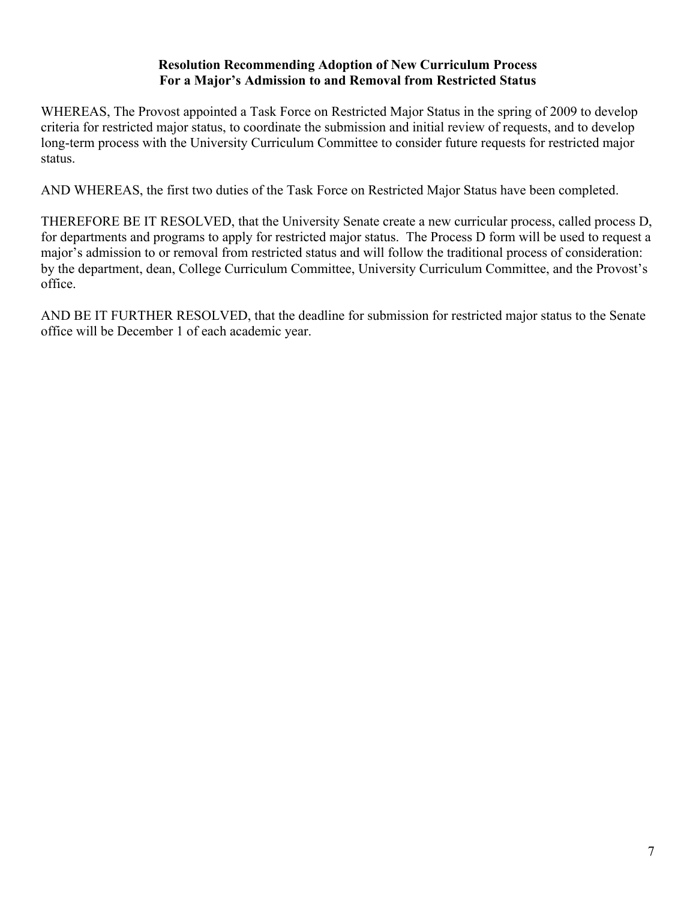**Resolution Recommending Adoption of New Curriculum Process**
**For a Major's Admission to and Removal from Restricted Status**

WHEREAS, The Provost appointed a Task Force on Restricted Major Status in the spring of 2009 to develop criteria for restricted major status, to coordinate the submission and initial review of requests, and to develop long-term process with the University Curriculum Committee to consider future requests for restricted major status.

AND WHEREAS, the first two duties of the Task Force on Restricted Major Status have been completed.

THEREFORE BE IT RESOLVED, that the University Senate create a new curricular process, called process D, for departments and programs to apply for restricted major status. The Process D form will be used to request a major's admission to or removal from restricted status and will follow the traditional process of consideration: by the department, dean, College Curriculum Committee, University Curriculum Committee, and the Provost's office.

AND BE IT FURTHER RESOLVED, that the deadline for submission for restricted major status to the Senate office will be December 1 of each academic year.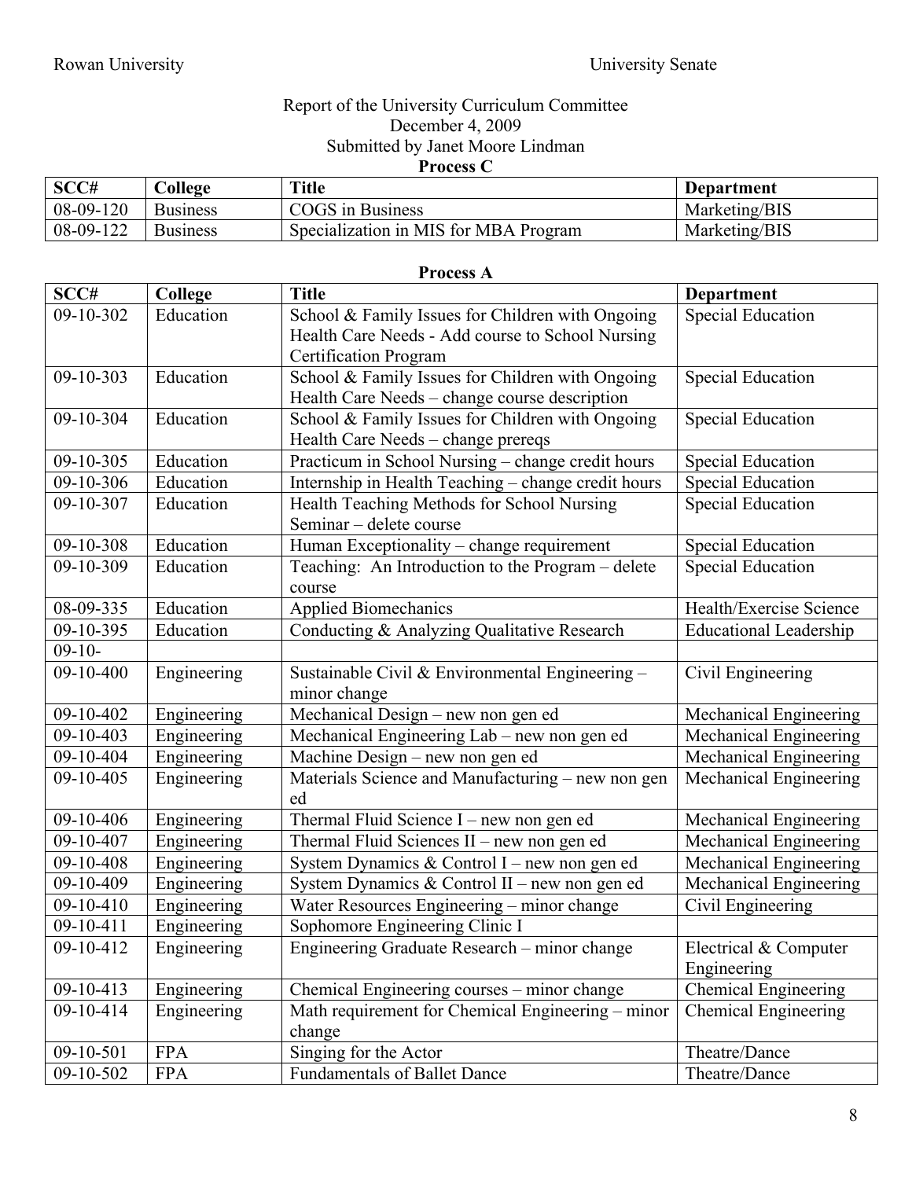Report of the University Curriculum Committee
December 4, 2009
Submitted by Janet Moore Lindman

**Process C**

| SCC# | College | Title | Department |
|---|---|---|---|
| 08-09-120 | Business | COGS in Business | Marketing/BIS |
| 08-09-122 | Business | Specialization in MIS for MBA Program | Marketing/BIS |

**Process A**

| SCC# | College | Title | Department |
|---|---|---|---|
| 09-10-302 | Education | School & Family Issues for Children with Ongoing Health Care Needs - Add course to School Nursing Certification Program | Special Education |
| 09-10-303 | Education | School & Family Issues for Children with Ongoing Health Care Needs – change course description | Special Education |
| 09-10-304 | Education | School & Family Issues for Children with Ongoing Health Care Needs – change prereqs | Special Education |
| 09-10-305 | Education | Practicum in School Nursing – change credit hours | Special Education |
| 09-10-306 | Education | Internship in Health Teaching – change credit hours | Special Education |
| 09-10-307 | Education | Health Teaching Methods for School Nursing Seminar – delete course | Special Education |
| 09-10-308 | Education | Human Exceptionality – change requirement | Special Education |
| 09-10-309 | Education | Teaching: An Introduction to the Program – delete course | Special Education |
| 08-09-335 | Education | Applied Biomechanics | Health/Exercise Science |
| 09-10-395 | Education | Conducting & Analyzing Qualitative Research | Educational Leadership |
| 09-10- | | | |
| 09-10-400 | Engineering | Sustainable Civil & Environmental Engineering – minor change | Civil Engineering |
| 09-10-402 | Engineering | Mechanical Design – new non gen ed | Mechanical Engineering |
| 09-10-403 | Engineering | Mechanical Engineering Lab – new non gen ed | Mechanical Engineering |
| 09-10-404 | Engineering | Machine Design – new non gen ed | Mechanical Engineering |
| 09-10-405 | Engineering | Materials Science and Manufacturing – new non gen ed | Mechanical Engineering |
| 09-10-406 | Engineering | Thermal Fluid Science I – new non gen ed | Mechanical Engineering |
| 09-10-407 | Engineering | Thermal Fluid Sciences II – new non gen ed | Mechanical Engineering |
| 09-10-408 | Engineering | System Dynamics & Control I – new non gen ed | Mechanical Engineering |
| 09-10-409 | Engineering | System Dynamics & Control II – new non gen ed | Mechanical Engineering |
| 09-10-410 | Engineering | Water Resources Engineering – minor change | Civil Engineering |
| 09-10-411 | Engineering | Sophomore Engineering Clinic I | |
| 09-10-412 | Engineering | Engineering Graduate Research – minor change | Electrical & Computer Engineering |
| 09-10-413 | Engineering | Chemical Engineering courses – minor change | Chemical Engineering |
| 09-10-414 | Engineering | Math requirement for Chemical Engineering – minor change | Chemical Engineering |
| 09-10-501 | FPA | Singing for the Actor | Theatre/Dance |
| 09-10-502 | FPA | Fundamentals of Ballet Dance | Theatre/Dance |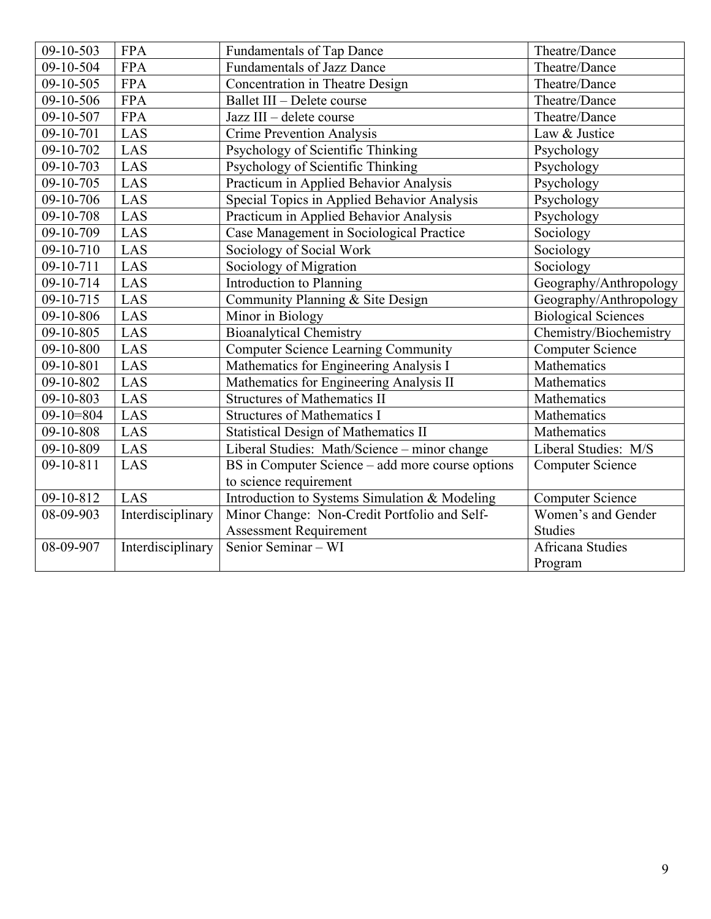| 09-10-503 | FPA | Fundamentals of Tap Dance | Theatre/Dance |
|---|---|---|---|
| 09-10-504 | FPA | Fundamentals of Jazz Dance | Theatre/Dance |
| 09-10-505 | FPA | Concentration in Theatre Design | Theatre/Dance |
| 09-10-506 | FPA | Ballet III – Delete course | Theatre/Dance |
| 09-10-507 | FPA | Jazz III – delete course | Theatre/Dance |
| 09-10-701 | LAS | Crime Prevention Analysis | Law & Justice |
| 09-10-702 | LAS | Psychology of Scientific Thinking | Psychology |
| 09-10-703 | LAS | Psychology of Scientific Thinking | Psychology |
| 09-10-705 | LAS | Practicum in Applied Behavior Analysis | Psychology |
| 09-10-706 | LAS | Special Topics in Applied Behavior Analysis | Psychology |
| 09-10-708 | LAS | Practicum in Applied Behavior Analysis | Psychology |
| 09-10-709 | LAS | Case Management in Sociological Practice | Sociology |
| 09-10-710 | LAS | Sociology of Social Work | Sociology |
| 09-10-711 | LAS | Sociology of Migration | Sociology |
| 09-10-714 | LAS | Introduction to Planning | Geography/Anthropology |
| 09-10-715 | LAS | Community Planning & Site Design | Geography/Anthropology |
| 09-10-806 | LAS | Minor in Biology | Biological Sciences |
| 09-10-805 | LAS | Bioanalytical Chemistry | Chemistry/Biochemistry |
| 09-10-800 | LAS | Computer Science Learning Community | Computer Science |
| 09-10-801 | LAS | Mathematics for Engineering Analysis I | Mathematics |
| 09-10-802 | LAS | Mathematics for Engineering Analysis II | Mathematics |
| 09-10-803 | LAS | Structures of Mathematics II | Mathematics |
| 09-10=804 | LAS | Structures of Mathematics I | Mathematics |
| 09-10-808 | LAS | Statistical Design of Mathematics II | Mathematics |
| 09-10-809 | LAS | Liberal Studies: Math/Science – minor change | Liberal Studies: M/S |
| 09-10-811 | LAS | BS in Computer Science – add more course options to science requirement | Computer Science |
| 09-10-812 | LAS | Introduction to Systems Simulation & Modeling | Computer Science |
| 08-09-903 | Interdisciplinary | Minor Change: Non-Credit Portfolio and Self-Assessment Requirement | Women's and Gender Studies |
| 08-09-907 | Interdisciplinary | Senior Seminar – WI | Africana Studies Program |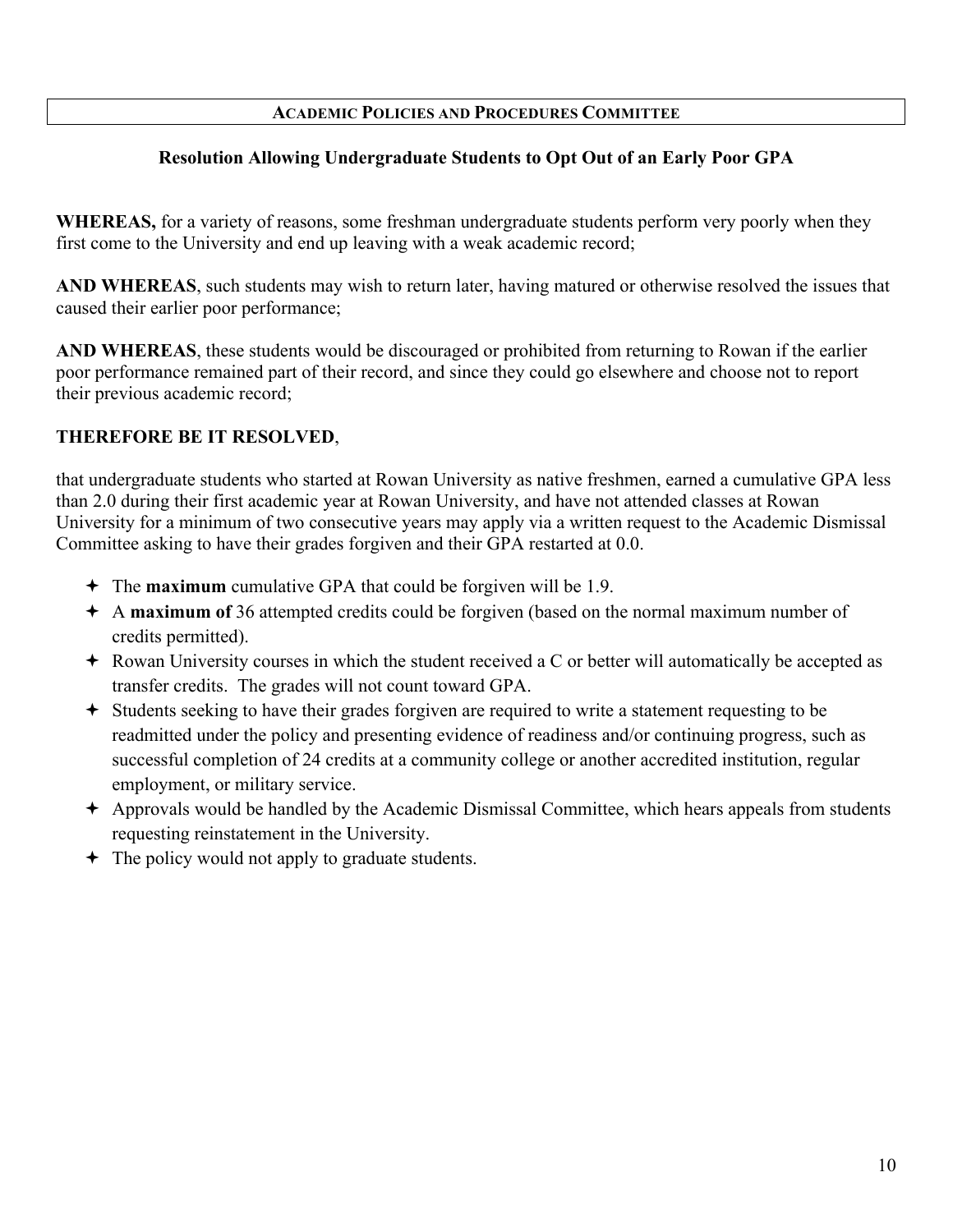## ACADEMIC POLICIES AND PROCEDURES COMMITTEE

### Resolution Allowing Undergraduate Students to Opt Out of an Early Poor GPA

**WHEREAS,** for a variety of reasons, some freshman undergraduate students perform very poorly when they first come to the University and end up leaving with a weak academic record;

**AND WHEREAS**, such students may wish to return later, having matured or otherwise resolved the issues that caused their earlier poor performance;

**AND WHEREAS**, these students would be discouraged or prohibited from returning to Rowan if the earlier poor performance remained part of their record, and since they could go elsewhere and choose not to report their previous academic record;

**THEREFORE BE IT RESOLVED**,

that undergraduate students who started at Rowan University as native freshmen, earned a cumulative GPA less than 2.0 during their first academic year at Rowan University, and have not attended classes at Rowan University for a minimum of two consecutive years may apply via a written request to the Academic Dismissal Committee asking to have their grades forgiven and their GPA restarted at 0.0.

- The **maximum** cumulative GPA that could be forgiven will be 1.9.
- A **maximum of** 36 attempted credits could be forgiven (based on the normal maximum number of credits permitted).
- Rowan University courses in which the student received a C or better will automatically be accepted as transfer credits. The grades will not count toward GPA.
- Students seeking to have their grades forgiven are required to write a statement requesting to be readmitted under the policy and presenting evidence of readiness and/or continuing progress, such as successful completion of 24 credits at a community college or another accredited institution, regular employment, or military service.
- Approvals would be handled by the Academic Dismissal Committee, which hears appeals from students requesting reinstatement in the University.
- The policy would not apply to graduate students.